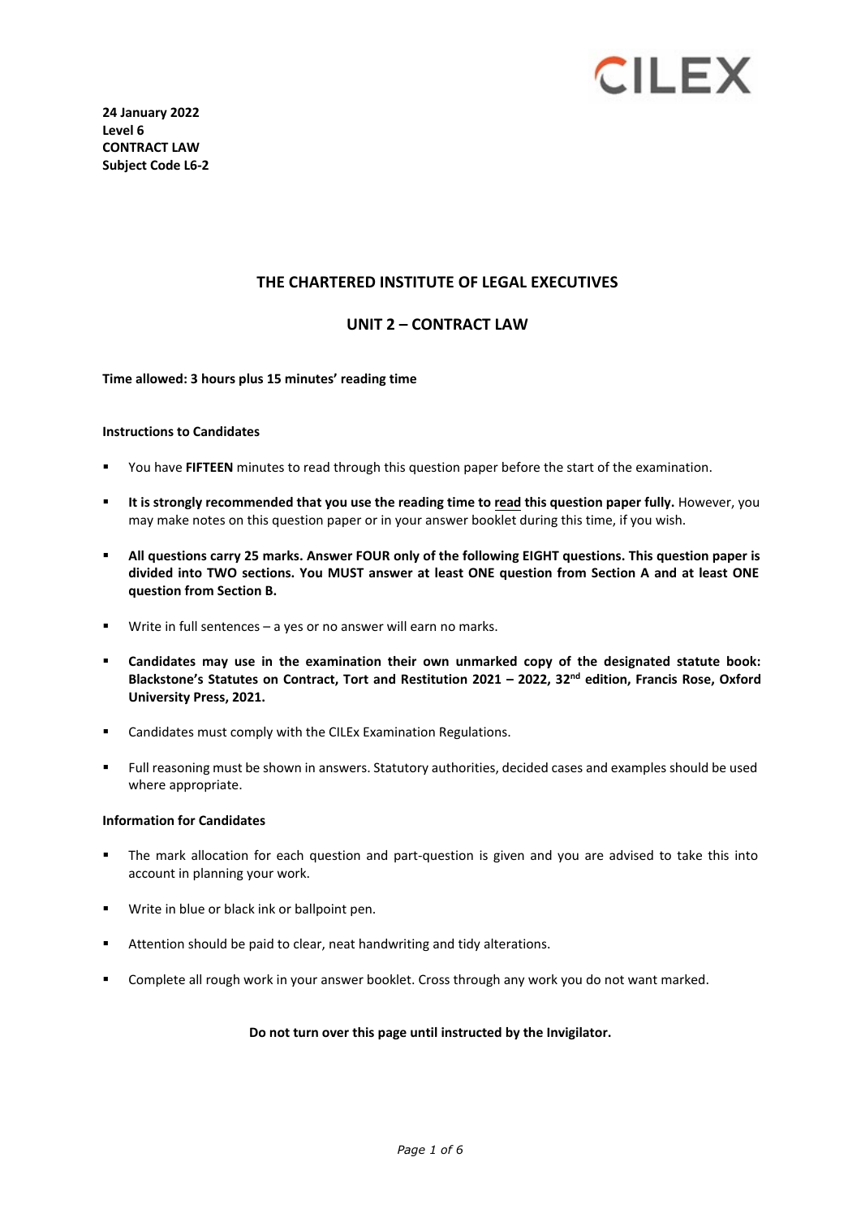CILEX

**24 January 2022**
**Level 6**
**CONTRACT LAW**
**Subject Code L6-2**

## THE CHARTERED INSTITUTE OF LEGAL EXECUTIVES

## UNIT 2 – CONTRACT LAW

**Time allowed: 3 hours plus 15 minutes' reading time**

**Instructions to Candidates**

- You have **FIFTEEN** minutes to read through this question paper before the start of the examination.
- **It is strongly recommended that you use the reading time to read this question paper fully.** However, you may make notes on this question paper or in your answer booklet during this time, if you wish.
- **All questions carry 25 marks. Answer FOUR only of the following EIGHT questions. This question paper is divided into TWO sections. You MUST answer at least ONE question from Section A and at least ONE question from Section B.**
- Write in full sentences – a yes or no answer will earn no marks.
- **Candidates may use in the examination their own unmarked copy of the designated statute book: Blackstone's Statutes on Contract, Tort and Restitution 2021 – 2022, 32nd edition, Francis Rose, Oxford University Press, 2021.**
- Candidates must comply with the CILEx Examination Regulations.
- Full reasoning must be shown in answers. Statutory authorities, decided cases and examples should be used where appropriate.

**Information for Candidates**

- The mark allocation for each question and part-question is given and you are advised to take this into account in planning your work.
- Write in blue or black ink or ballpoint pen.
- Attention should be paid to clear, neat handwriting and tidy alterations.
- Complete all rough work in your answer booklet. Cross through any work you do not want marked.

**Do not turn over this page until instructed by the Invigilator.**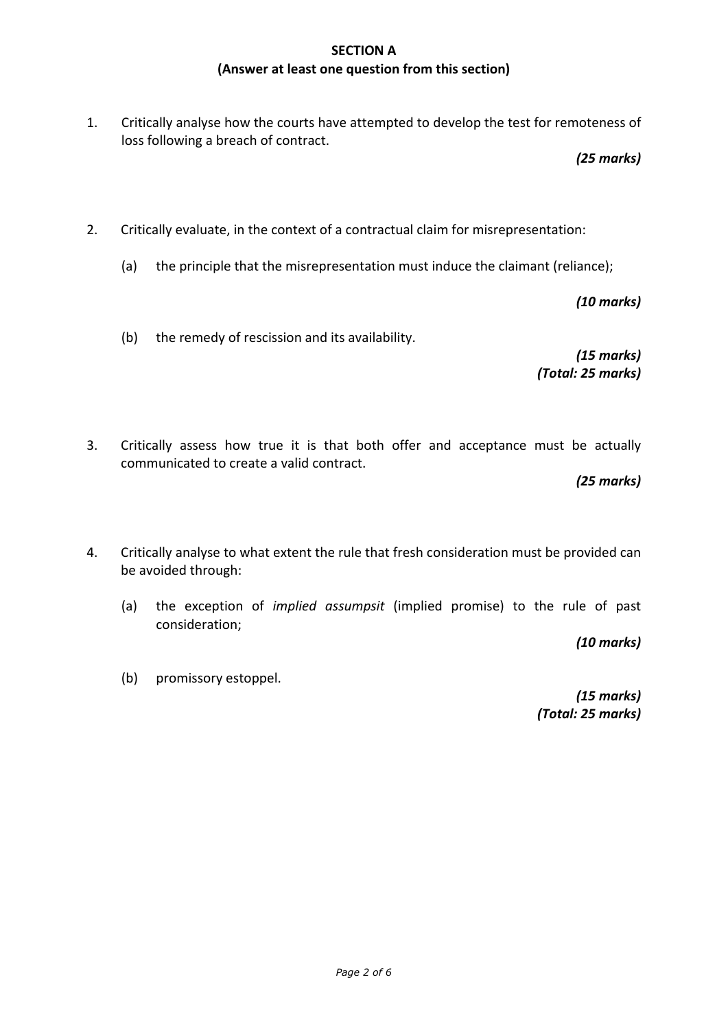**SECTION A**

**(Answer at least one question from this section)**

1. Critically analyse how the courts have attempted to develop the test for remoteness of loss following a breach of contract.

   ***(25 marks)***

2. Critically evaluate, in the context of a contractual claim for misrepresentation:

   (a) the principle that the misrepresentation must induce the claimant (reliance);

   ***(10 marks)***

   (b) the remedy of rescission and its availability.

   ***(15 marks)***
   ***(Total: 25 marks)***

3. Critically assess how true it is that both offer and acceptance must be actually communicated to create a valid contract.

   ***(25 marks)***

4. Critically analyse to what extent the rule that fresh consideration must be provided can be avoided through:

   (a) the exception of *implied assumpsit* (implied promise) to the rule of past consideration;

   ***(10 marks)***

   (b) promissory estoppel.

   ***(15 marks)***
   ***(Total: 25 marks)***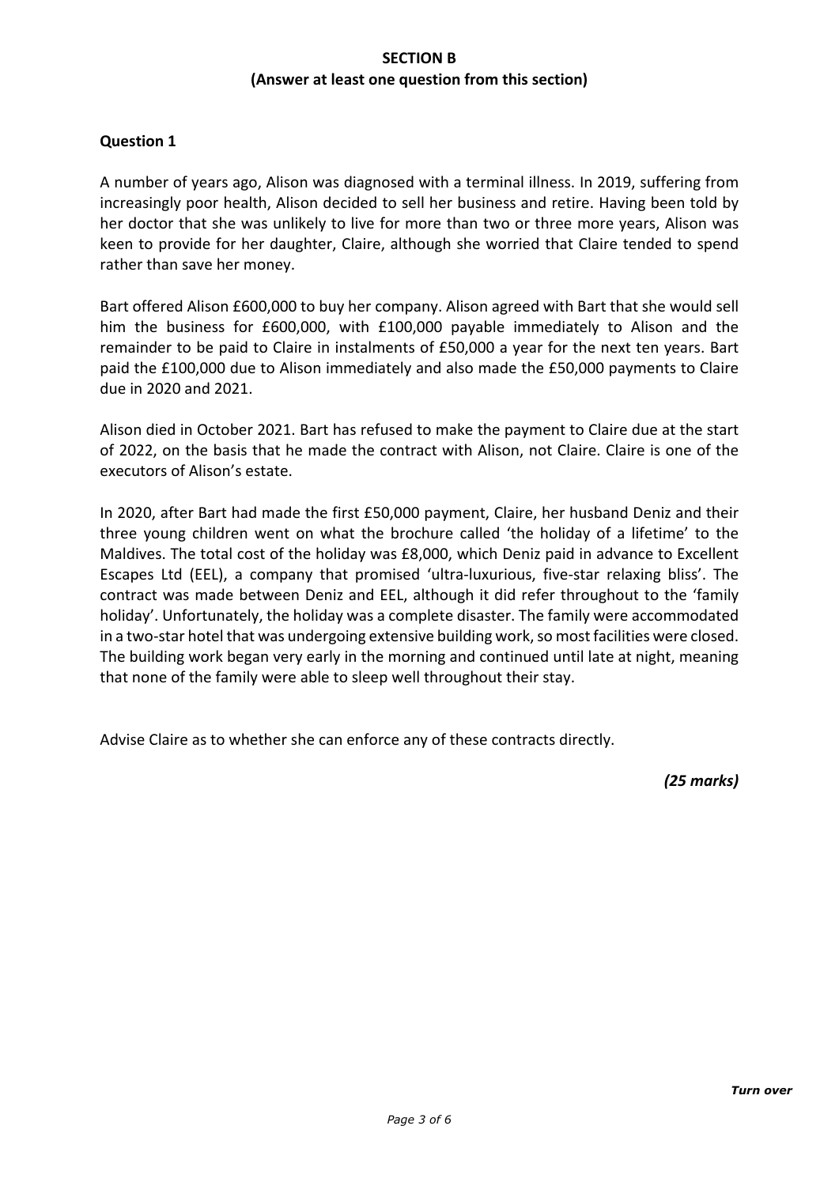**SECTION B**

**(Answer at least one question from this section)**

**Question 1**

A number of years ago, Alison was diagnosed with a terminal illness. In 2019, suffering from increasingly poor health, Alison decided to sell her business and retire. Having been told by her doctor that she was unlikely to live for more than two or three more years, Alison was keen to provide for her daughter, Claire, although she worried that Claire tended to spend rather than save her money.

Bart offered Alison £600,000 to buy her company. Alison agreed with Bart that she would sell him the business for £600,000, with £100,000 payable immediately to Alison and the remainder to be paid to Claire in instalments of £50,000 a year for the next ten years. Bart paid the £100,000 due to Alison immediately and also made the £50,000 payments to Claire due in 2020 and 2021.

Alison died in October 2021. Bart has refused to make the payment to Claire due at the start of 2022, on the basis that he made the contract with Alison, not Claire. Claire is one of the executors of Alison's estate.

In 2020, after Bart had made the first £50,000 payment, Claire, her husband Deniz and their three young children went on what the brochure called 'the holiday of a lifetime' to the Maldives. The total cost of the holiday was £8,000, which Deniz paid in advance to Excellent Escapes Ltd (EEL), a company that promised 'ultra-luxurious, five-star relaxing bliss'. The contract was made between Deniz and EEL, although it did refer throughout to the 'family holiday'. Unfortunately, the holiday was a complete disaster. The family were accommodated in a two-star hotel that was undergoing extensive building work, so most facilities were closed. The building work began very early in the morning and continued until late at night, meaning that none of the family were able to sleep well throughout their stay.

Advise Claire as to whether she can enforce any of these contracts directly.

***(25 marks)***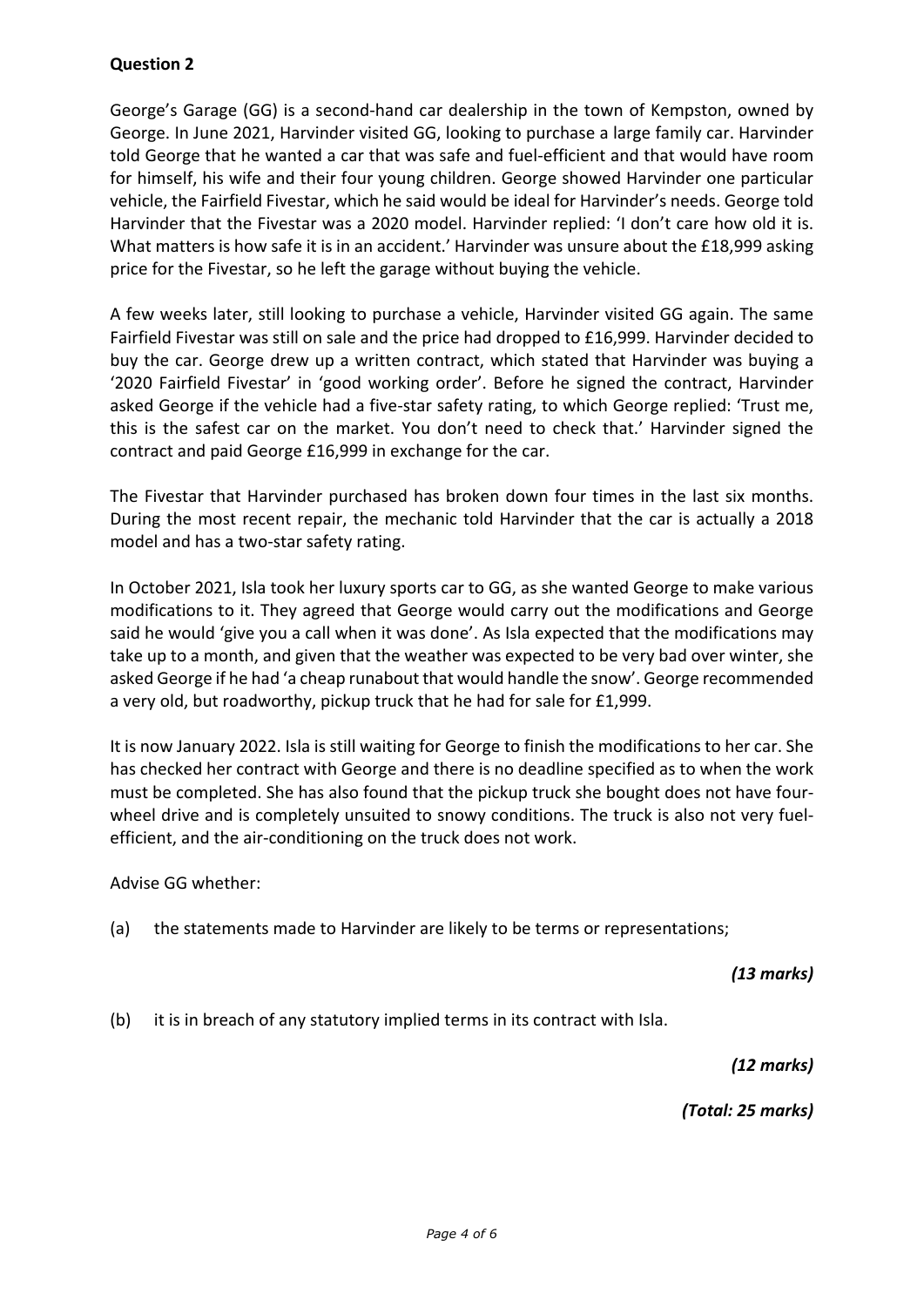**Question 2**

George's Garage (GG) is a second-hand car dealership in the town of Kempston, owned by George. In June 2021, Harvinder visited GG, looking to purchase a large family car. Harvinder told George that he wanted a car that was safe and fuel-efficient and that would have room for himself, his wife and their four young children. George showed Harvinder one particular vehicle, the Fairfield Fivestar, which he said would be ideal for Harvinder's needs. George told Harvinder that the Fivestar was a 2020 model. Harvinder replied: 'I don't care how old it is. What matters is how safe it is in an accident.' Harvinder was unsure about the £18,999 asking price for the Fivestar, so he left the garage without buying the vehicle.

A few weeks later, still looking to purchase a vehicle, Harvinder visited GG again. The same Fairfield Fivestar was still on sale and the price had dropped to £16,999. Harvinder decided to buy the car. George drew up a written contract, which stated that Harvinder was buying a '2020 Fairfield Fivestar' in 'good working order'. Before he signed the contract, Harvinder asked George if the vehicle had a five-star safety rating, to which George replied: 'Trust me, this is the safest car on the market. You don't need to check that.' Harvinder signed the contract and paid George £16,999 in exchange for the car.

The Fivestar that Harvinder purchased has broken down four times in the last six months. During the most recent repair, the mechanic told Harvinder that the car is actually a 2018 model and has a two-star safety rating.

In October 2021, Isla took her luxury sports car to GG, as she wanted George to make various modifications to it. They agreed that George would carry out the modifications and George said he would 'give you a call when it was done'. As Isla expected that the modifications may take up to a month, and given that the weather was expected to be very bad over winter, she asked George if he had 'a cheap runabout that would handle the snow'. George recommended a very old, but roadworthy, pickup truck that he had for sale for £1,999.

It is now January 2022. Isla is still waiting for George to finish the modifications to her car. She has checked her contract with George and there is no deadline specified as to when the work must be completed. She has also found that the pickup truck she bought does not have four-wheel drive and is completely unsuited to snowy conditions. The truck is also not very fuel-efficient, and the air-conditioning on the truck does not work.

Advise GG whether:

(a) the statements made to Harvinder are likely to be terms or representations;

*(13 marks)*

(b) it is in breach of any statutory implied terms in its contract with Isla.

*(12 marks)*

*(Total: 25 marks)*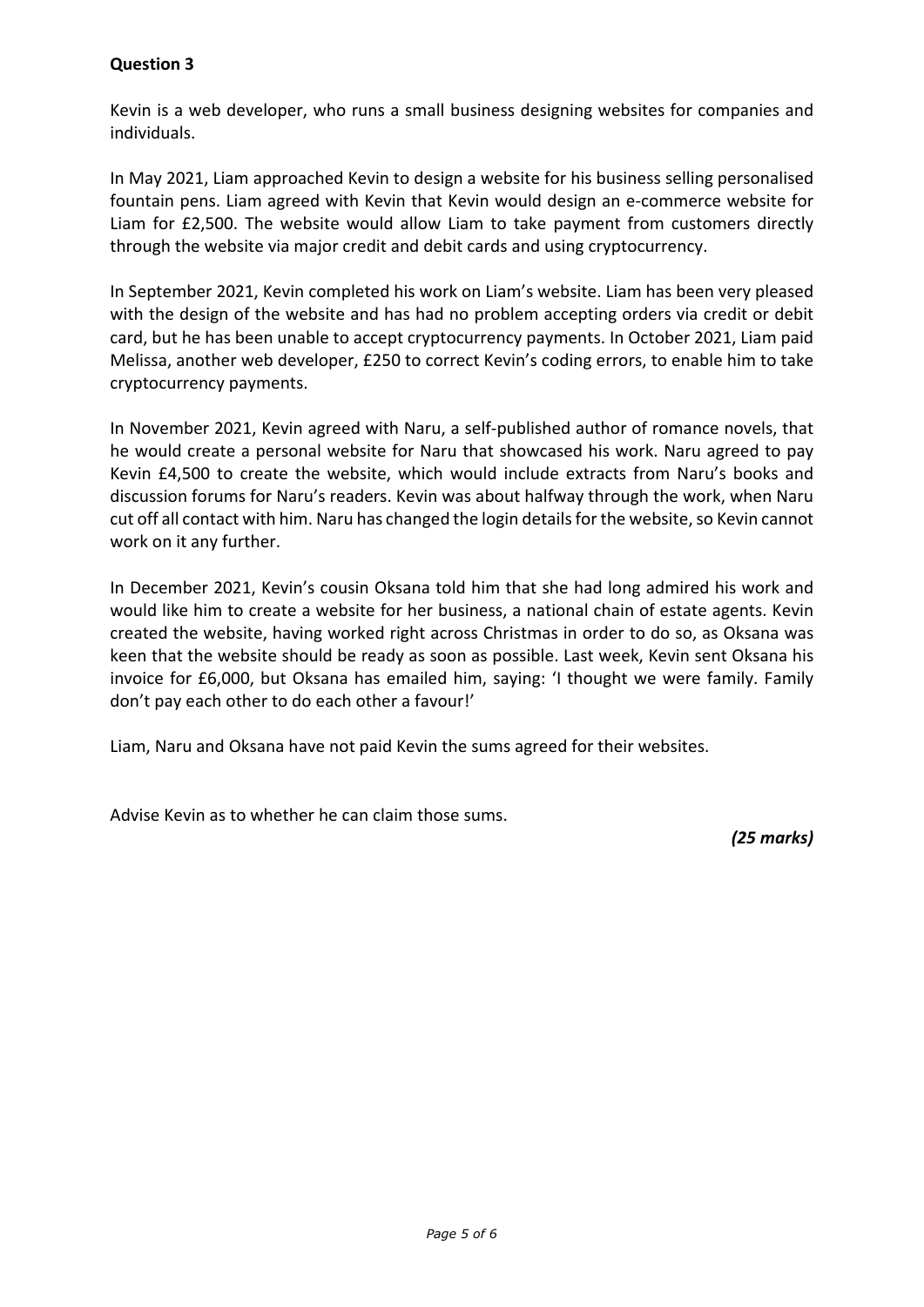**Question 3**

Kevin is a web developer, who runs a small business designing websites for companies and individuals.

In May 2021, Liam approached Kevin to design a website for his business selling personalised fountain pens. Liam agreed with Kevin that Kevin would design an e-commerce website for Liam for £2,500. The website would allow Liam to take payment from customers directly through the website via major credit and debit cards and using cryptocurrency.

In September 2021, Kevin completed his work on Liam's website. Liam has been very pleased with the design of the website and has had no problem accepting orders via credit or debit card, but he has been unable to accept cryptocurrency payments. In October 2021, Liam paid Melissa, another web developer, £250 to correct Kevin's coding errors, to enable him to take cryptocurrency payments.

In November 2021, Kevin agreed with Naru, a self-published author of romance novels, that he would create a personal website for Naru that showcased his work. Naru agreed to pay Kevin £4,500 to create the website, which would include extracts from Naru's books and discussion forums for Naru's readers. Kevin was about halfway through the work, when Naru cut off all contact with him. Naru has changed the login details for the website, so Kevin cannot work on it any further.

In December 2021, Kevin's cousin Oksana told him that she had long admired his work and would like him to create a website for her business, a national chain of estate agents. Kevin created the website, having worked right across Christmas in order to do so, as Oksana was keen that the website should be ready as soon as possible. Last week, Kevin sent Oksana his invoice for £6,000, but Oksana has emailed him, saying: 'I thought we were family. Family don't pay each other to do each other a favour!'

Liam, Naru and Oksana have not paid Kevin the sums agreed for their websites.

Advise Kevin as to whether he can claim those sums.

***(25 marks)***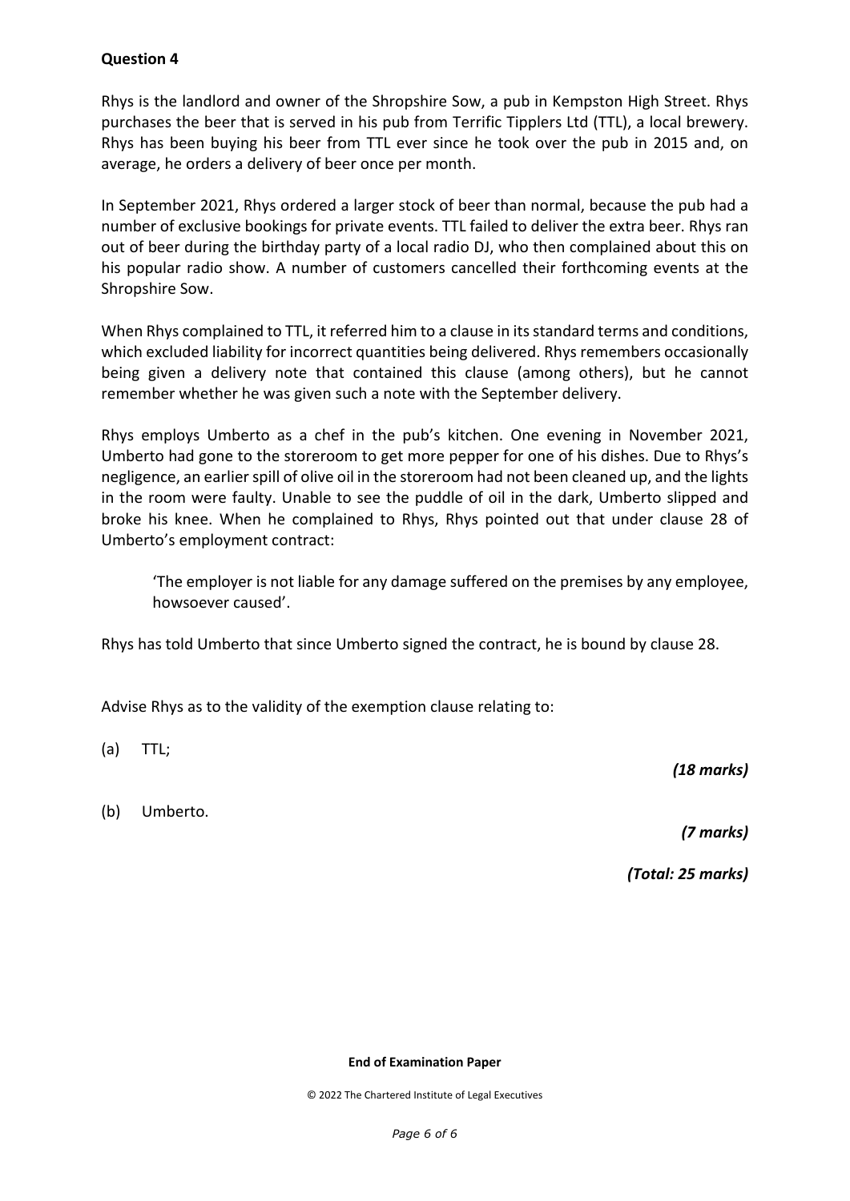**Question 4**

Rhys is the landlord and owner of the Shropshire Sow, a pub in Kempston High Street. Rhys purchases the beer that is served in his pub from Terrific Tipplers Ltd (TTL), a local brewery. Rhys has been buying his beer from TTL ever since he took over the pub in 2015 and, on average, he orders a delivery of beer once per month.

In September 2021, Rhys ordered a larger stock of beer than normal, because the pub had a number of exclusive bookings for private events. TTL failed to deliver the extra beer. Rhys ran out of beer during the birthday party of a local radio DJ, who then complained about this on his popular radio show. A number of customers cancelled their forthcoming events at the Shropshire Sow.

When Rhys complained to TTL, it referred him to a clause in its standard terms and conditions, which excluded liability for incorrect quantities being delivered. Rhys remembers occasionally being given a delivery note that contained this clause (among others), but he cannot remember whether he was given such a note with the September delivery.

Rhys employs Umberto as a chef in the pub's kitchen. One evening in November 2021, Umberto had gone to the storeroom to get more pepper for one of his dishes. Due to Rhys's negligence, an earlier spill of olive oil in the storeroom had not been cleaned up, and the lights in the room were faulty. Unable to see the puddle of oil in the dark, Umberto slipped and broke his knee. When he complained to Rhys, Rhys pointed out that under clause 28 of Umberto's employment contract:

> 'The employer is not liable for any damage suffered on the premises by any employee, howsoever caused'.

Rhys has told Umberto that since Umberto signed the contract, he is bound by clause 28.

Advise Rhys as to the validity of the exemption clause relating to:

(a) TTL;

*(18 marks)*

(b) Umberto.

*(7 marks)*

*(Total: 25 marks)*

**End of Examination Paper**

© 2022 The Chartered Institute of Legal Executives